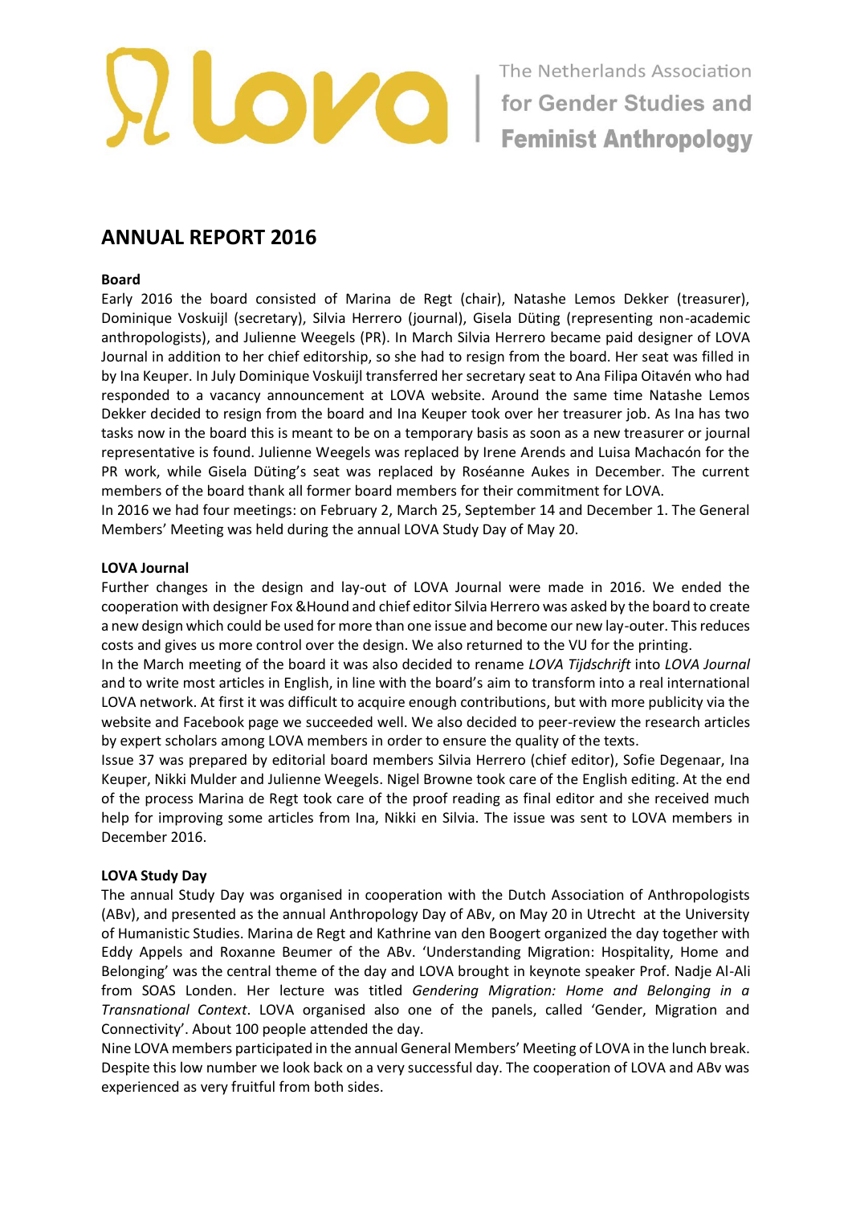lova | The Netherlands Association for Gender Studies and Feminist Anthropology

# ANNUAL REPORT 2016

**Board**

Early 2016 the board consisted of Marina de Regt (chair), Natashe Lemos Dekker (treasurer), Dominique Voskuijl (secretary), Silvia Herrero (journal), Gisela Düting (representing non-academic anthropologists), and Julienne Weegels (PR). In March Silvia Herrero became paid designer of LOVA Journal in addition to her chief editorship, so she had to resign from the board. Her seat was filled in by Ina Keuper. In July Dominique Voskuijl transferred her secretary seat to Ana Filipa Oitavén who had responded to a vacancy announcement at LOVA website. Around the same time Natashe Lemos Dekker decided to resign from the board and Ina Keuper took over her treasurer job. As Ina has two tasks now in the board this is meant to be on a temporary basis as soon as a new treasurer or journal representative is found. Julienne Weegels was replaced by Irene Arends and Luisa Machacón for the PR work, while Gisela Düting's seat was replaced by Roséanne Aukes in December. The current members of the board thank all former board members for their commitment for LOVA.

In 2016 we had four meetings: on February 2, March 25, September 14 and December 1. The General Members' Meeting was held during the annual LOVA Study Day of May 20.

**LOVA Journal**

Further changes in the design and lay-out of LOVA Journal were made in 2016. We ended the cooperation with designer Fox &Hound and chief editor Silvia Herrero was asked by the board to create a new design which could be used for more than one issue and become our new lay-outer. This reduces costs and gives us more control over the design. We also returned to the VU for the printing.

In the March meeting of the board it was also decided to rename *LOVA Tijdschrift* into *LOVA Journal* and to write most articles in English, in line with the board's aim to transform into a real international LOVA network. At first it was difficult to acquire enough contributions, but with more publicity via the website and Facebook page we succeeded well. We also decided to peer-review the research articles by expert scholars among LOVA members in order to ensure the quality of the texts.

Issue 37 was prepared by editorial board members Silvia Herrero (chief editor), Sofie Degenaar, Ina Keuper, Nikki Mulder and Julienne Weegels. Nigel Browne took care of the English editing. At the end of the process Marina de Regt took care of the proof reading as final editor and she received much help for improving some articles from Ina, Nikki en Silvia. The issue was sent to LOVA members in December 2016.

**LOVA Study Day**

The annual Study Day was organised in cooperation with the Dutch Association of Anthropologists (ABv), and presented as the annual Anthropology Day of ABv, on May 20 in Utrecht at the University of Humanistic Studies. Marina de Regt and Kathrine van den Boogert organized the day together with Eddy Appels and Roxanne Beumer of the ABv. 'Understanding Migration: Hospitality, Home and Belonging' was the central theme of the day and LOVA brought in keynote speaker Prof. Nadje Al-Ali from SOAS Londen. Her lecture was titled *Gendering Migration: Home and Belonging in a Transnational Context*. LOVA organised also one of the panels, called 'Gender, Migration and Connectivity'. About 100 people attended the day.

Nine LOVA members participated in the annual General Members' Meeting of LOVA in the lunch break. Despite this low number we look back on a very successful day. The cooperation of LOVA and ABv was experienced as very fruitful from both sides.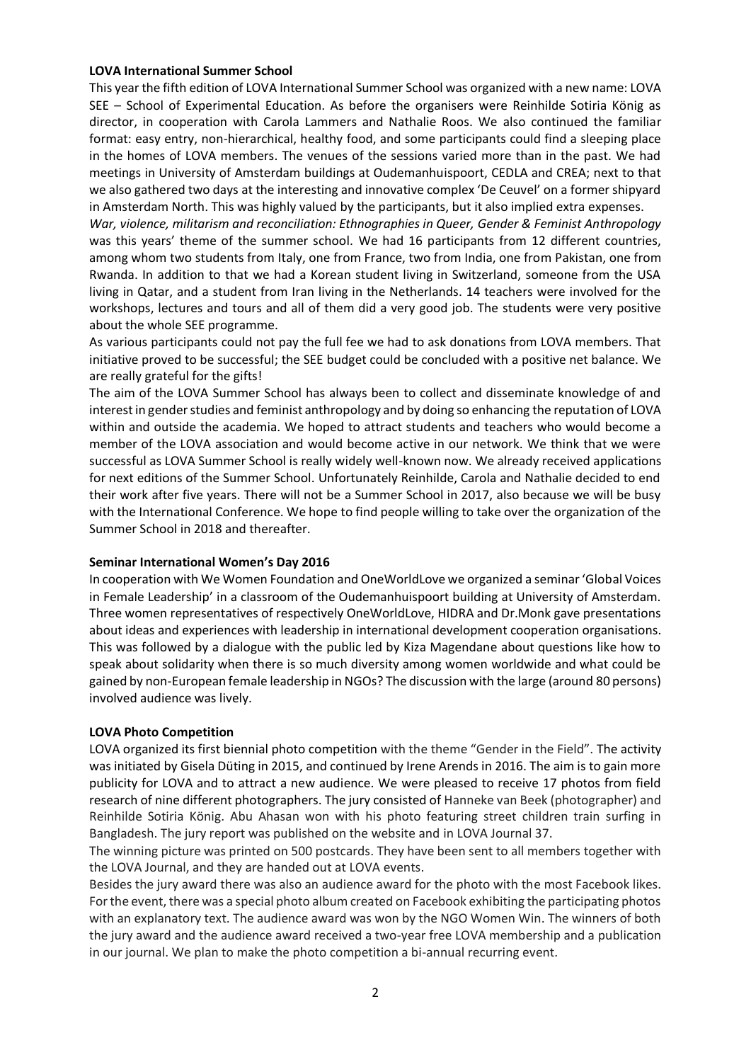**LOVA International Summer School**

This year the fifth edition of LOVA International Summer School was organized with a new name: LOVA SEE – School of Experimental Education. As before the organisers were Reinhilde Sotiria König as director, in cooperation with Carola Lammers and Nathalie Roos. We also continued the familiar format: easy entry, non-hierarchical, healthy food, and some participants could find a sleeping place in the homes of LOVA members. The venues of the sessions varied more than in the past. We had meetings in University of Amsterdam buildings at Oudemanhuispoort, CEDLA and CREA; next to that we also gathered two days at the interesting and innovative complex 'De Ceuvel' on a former shipyard in Amsterdam North. This was highly valued by the participants, but it also implied extra expenses.

*War, violence, militarism and reconciliation: Ethnographies in Queer, Gender & Feminist Anthropology* was this years' theme of the summer school. We had 16 participants from 12 different countries, among whom two students from Italy, one from France, two from India, one from Pakistan, one from Rwanda. In addition to that we had a Korean student living in Switzerland, someone from the USA living in Qatar, and a student from Iran living in the Netherlands. 14 teachers were involved for the workshops, lectures and tours and all of them did a very good job. The students were very positive about the whole SEE programme.

As various participants could not pay the full fee we had to ask donations from LOVA members. That initiative proved to be successful; the SEE budget could be concluded with a positive net balance. We are really grateful for the gifts!

The aim of the LOVA Summer School has always been to collect and disseminate knowledge of and interest in gender studies and feminist anthropology and by doing so enhancing the reputation of LOVA within and outside the academia. We hoped to attract students and teachers who would become a member of the LOVA association and would become active in our network. We think that we were successful as LOVA Summer School is really widely well-known now. We already received applications for next editions of the Summer School. Unfortunately Reinhilde, Carola and Nathalie decided to end their work after five years. There will not be a Summer School in 2017, also because we will be busy with the International Conference. We hope to find people willing to take over the organization of the Summer School in 2018 and thereafter.

**Seminar International Women's Day 2016**

In cooperation with We Women Foundation and OneWorldLove we organized a seminar 'Global Voices in Female Leadership' in a classroom of the Oudemanhuispoort building at University of Amsterdam. Three women representatives of respectively OneWorldLove, HIDRA and Dr.Monk gave presentations about ideas and experiences with leadership in international development cooperation organisations. This was followed by a dialogue with the public led by Kiza Magendane about questions like how to speak about solidarity when there is so much diversity among women worldwide and what could be gained by non-European female leadership in NGOs? The discussion with the large (around 80 persons) involved audience was lively.

**LOVA Photo Competition**

LOVA organized its first biennial photo competition with the theme "Gender in the Field". The activity was initiated by Gisela Düting in 2015, and continued by Irene Arends in 2016. The aim is to gain more publicity for LOVA and to attract a new audience. We were pleased to receive 17 photos from field research of nine different photographers. The jury consisted of Hanneke van Beek (photographer) and Reinhilde Sotiria König. Abu Ahasan won with his photo featuring street children train surfing in Bangladesh. The jury report was published on the website and in LOVA Journal 37.

The winning picture was printed on 500 postcards. They have been sent to all members together with the LOVA Journal, and they are handed out at LOVA events.

Besides the jury award there was also an audience award for the photo with the most Facebook likes. For the event, there was a special photo album created on Facebook exhibiting the participating photos with an explanatory text. The audience award was won by the NGO Women Win. The winners of both the jury award and the audience award received a two-year free LOVA membership and a publication in our journal. We plan to make the photo competition a bi-annual recurring event.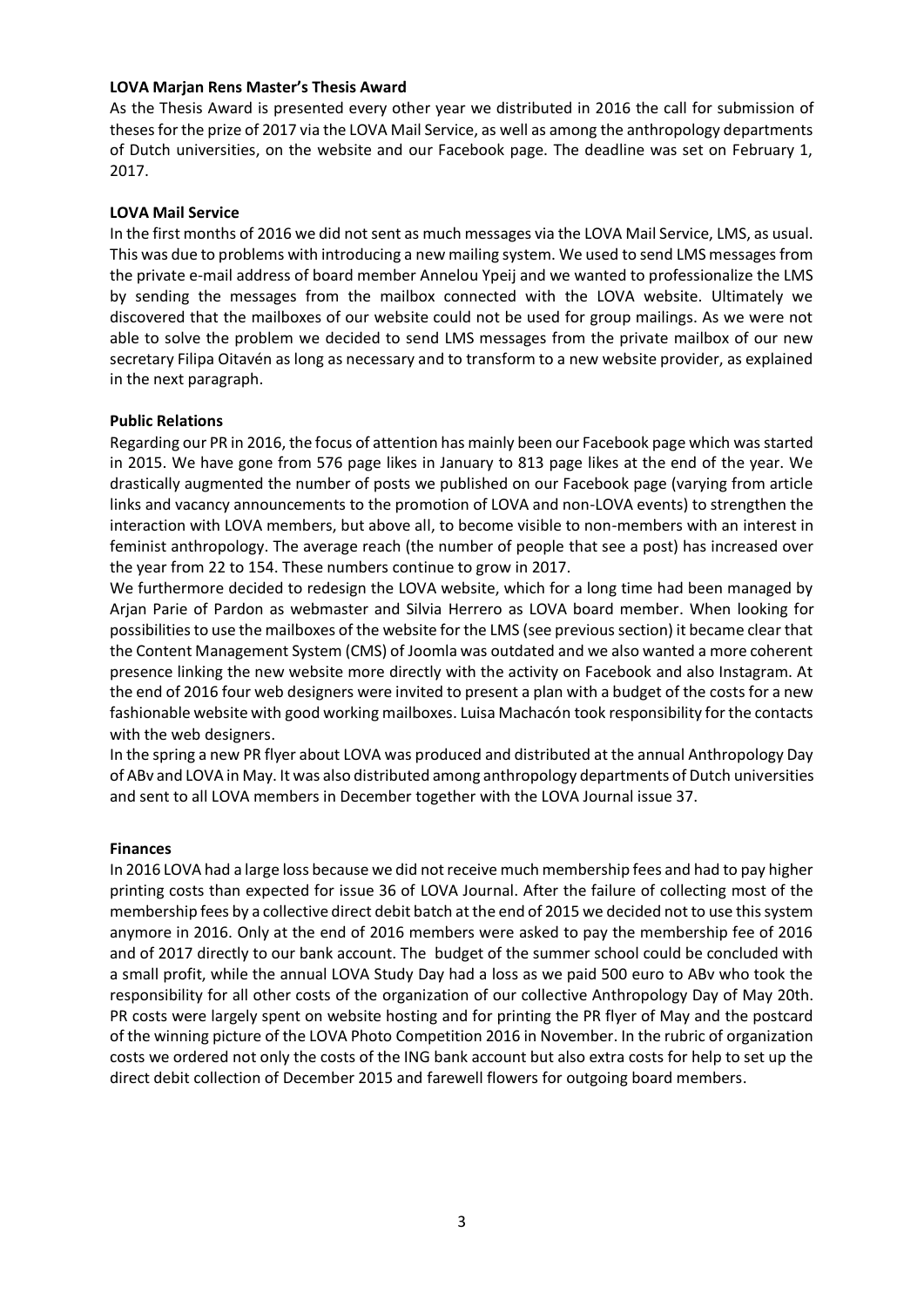**LOVA Marjan Rens Master's Thesis Award**

As the Thesis Award is presented every other year we distributed in 2016 the call for submission of theses for the prize of 2017 via the LOVA Mail Service, as well as among the anthropology departments of Dutch universities, on the website and our Facebook page. The deadline was set on February 1, 2017.

**LOVA Mail Service**

In the first months of 2016 we did not sent as much messages via the LOVA Mail Service, LMS, as usual. This was due to problems with introducing a new mailing system. We used to send LMS messages from the private e-mail address of board member Annelou Ypeij and we wanted to professionalize the LMS by sending the messages from the mailbox connected with the LOVA website. Ultimately we discovered that the mailboxes of our website could not be used for group mailings. As we were not able to solve the problem we decided to send LMS messages from the private mailbox of our new secretary Filipa Oitavén as long as necessary and to transform to a new website provider, as explained in the next paragraph.

**Public Relations**

Regarding our PR in 2016, the focus of attention has mainly been our Facebook page which was started in 2015. We have gone from 576 page likes in January to 813 page likes at the end of the year. We drastically augmented the number of posts we published on our Facebook page (varying from article links and vacancy announcements to the promotion of LOVA and non-LOVA events) to strengthen the interaction with LOVA members, but above all, to become visible to non-members with an interest in feminist anthropology. The average reach (the number of people that see a post) has increased over the year from 22 to 154. These numbers continue to grow in 2017.

We furthermore decided to redesign the LOVA website, which for a long time had been managed by Arjan Parie of Pardon as webmaster and Silvia Herrero as LOVA board member. When looking for possibilities to use the mailboxes of the website for the LMS (see previous section) it became clear that the Content Management System (CMS) of Joomla was outdated and we also wanted a more coherent presence linking the new website more directly with the activity on Facebook and also Instagram. At the end of 2016 four web designers were invited to present a plan with a budget of the costs for a new fashionable website with good working mailboxes. Luisa Machacón took responsibility for the contacts with the web designers.

In the spring a new PR flyer about LOVA was produced and distributed at the annual Anthropology Day of ABv and LOVA in May. It was also distributed among anthropology departments of Dutch universities and sent to all LOVA members in December together with the LOVA Journal issue 37.

**Finances**

In 2016 LOVA had a large loss because we did not receive much membership fees and had to pay higher printing costs than expected for issue 36 of LOVA Journal. After the failure of collecting most of the membership fees by a collective direct debit batch at the end of 2015 we decided not to use this system anymore in 2016. Only at the end of 2016 members were asked to pay the membership fee of 2016 and of 2017 directly to our bank account. The budget of the summer school could be concluded with a small profit, while the annual LOVA Study Day had a loss as we paid 500 euro to ABv who took the responsibility for all other costs of the organization of our collective Anthropology Day of May 20th. PR costs were largely spent on website hosting and for printing the PR flyer of May and the postcard of the winning picture of the LOVA Photo Competition 2016 in November. In the rubric of organization costs we ordered not only the costs of the ING bank account but also extra costs for help to set up the direct debit collection of December 2015 and farewell flowers for outgoing board members.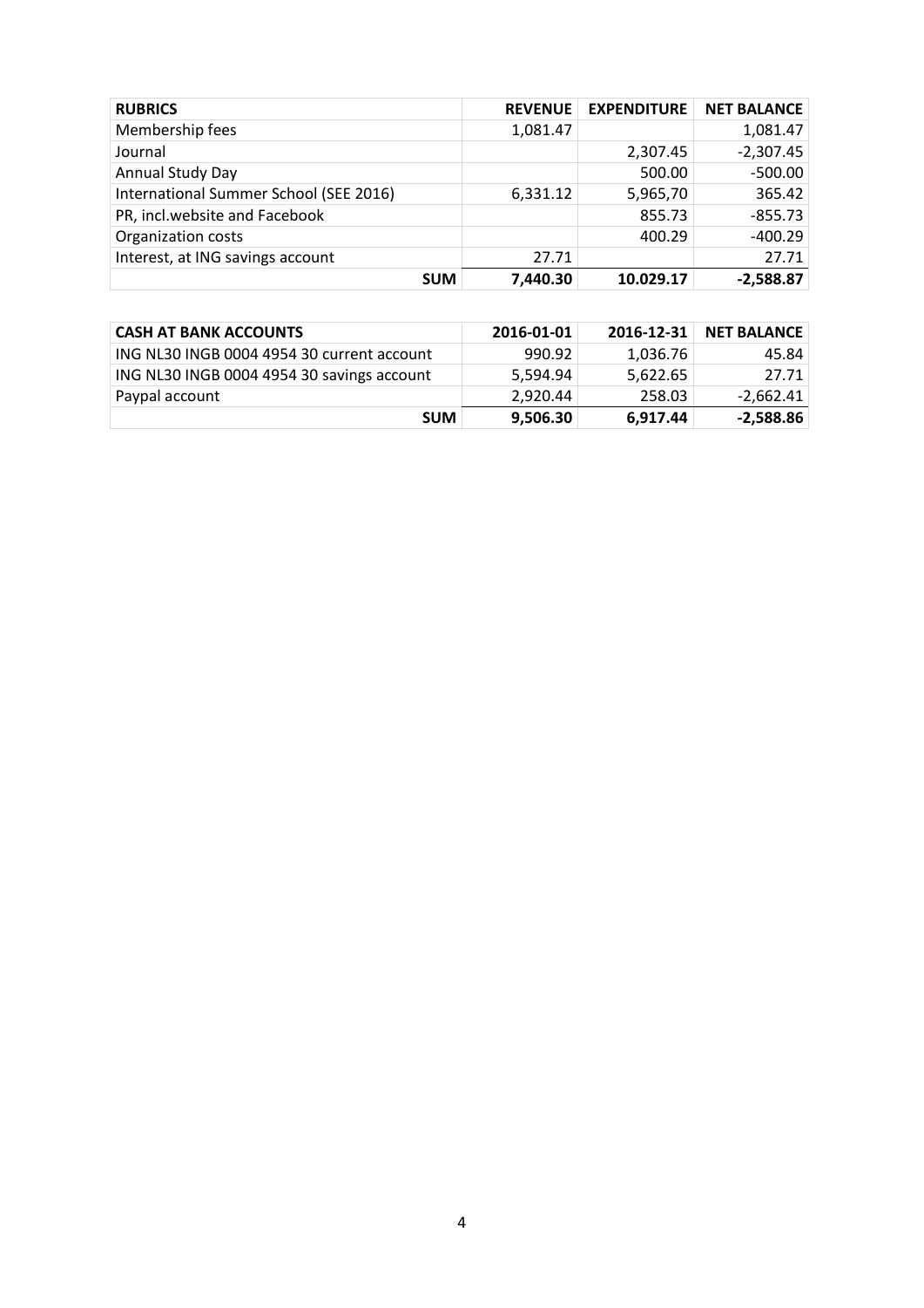| RUBRICS | REVENUE | EXPENDITURE | NET BALANCE |
| --- | --- | --- | --- |
| Membership fees | 1,081.47 | | 1,081.47 |
| Journal | | 2,307.45 | -2,307.45 |
| Annual Study Day | | 500.00 | -500.00 |
| International Summer School (SEE 2016) | 6,331.12 | 5,965,70 | 365.42 |
| PR, incl.website and Facebook | | 855.73 | -855.73 |
| Organization costs | | 400.29 | -400.29 |
| Interest, at ING savings account | 27.71 | | 27.71 |
| **SUM** | **7,440.30** | **10.029.17** | **-2,588.87** |

| CASH AT BANK ACCOUNTS | 2016-01-01 | 2016-12-31 | NET BALANCE |
| --- | --- | --- | --- |
| ING NL30 INGB 0004 4954 30 current account | 990.92 | 1,036.76 | 45.84 |
| ING NL30 INGB 0004 4954 30 savings account | 5,594.94 | 5,622.65 | 27.71 |
| Paypal account | 2,920.44 | 258.03 | -2,662.41 |
| **SUM** | **9,506.30** | **6,917.44** | **-2,588.86** |